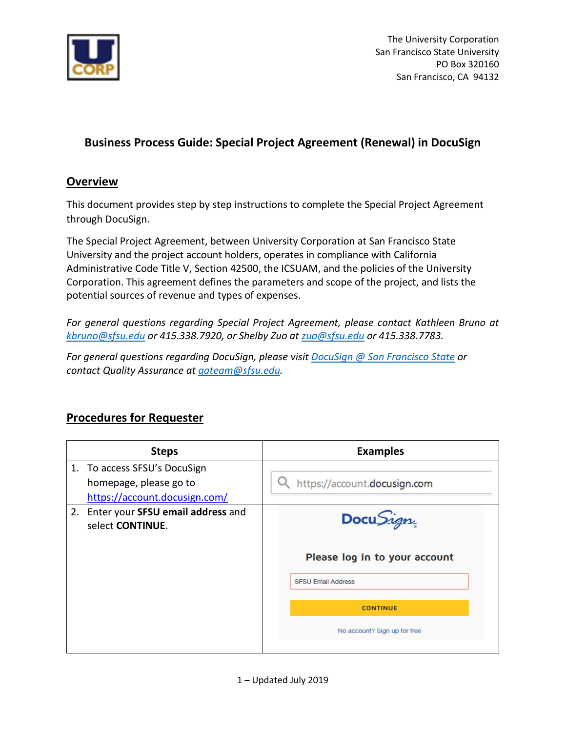The University Corporation
San Francisco State University
PO Box 320160
San Francisco, CA 94132

# Business Process Guide: Special Project Agreement (Renewal) in DocuSign

## Overview

This document provides step by step instructions to complete the Special Project Agreement through DocuSign.

The Special Project Agreement, between University Corporation at San Francisco State University and the project account holders, operates in compliance with California Administrative Code Title V, Section 42500, the ICSUAM, and the policies of the University Corporation. This agreement defines the parameters and scope of the project, and lists the potential sources of revenue and types of expenses.

*For general questions regarding Special Project Agreement, please contact Kathleen Bruno at kbruno@sfsu.edu or 415.338.7920, or Shelby Zuo at zuo@sfsu.edu or 415.338.7783.*

*For general questions regarding DocuSign, please visit DocuSign @ San Francisco State or contact Quality Assurance at qateam@sfsu.edu.*

## Procedures for Requester

| Steps | Examples |
|---|---|
| 1. To access SFSU's DocuSign homepage, please go to https://account.docusign.com/ | https://account.docusign.com |
| 2. Enter your **SFSU email address** and select **CONTINUE**. | DocuSign — Please log in to your account — SFSU Email Address — CONTINUE — No account? Sign up for free |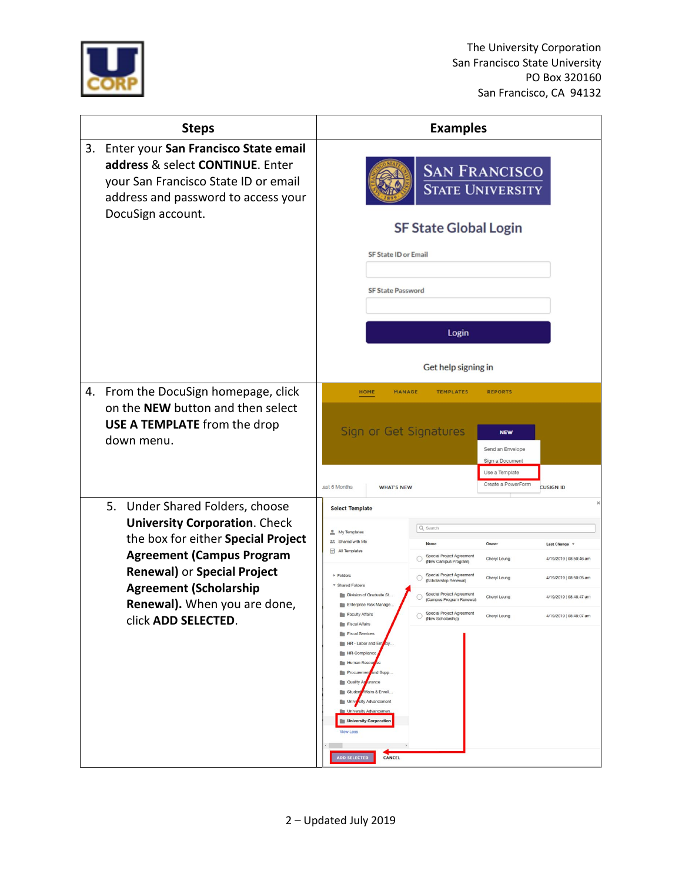The University Corporation
San Francisco State University
PO Box 320160
San Francisco, CA 94132

| Steps | Examples |
|---|---|
| 3. Enter your **San Francisco State email address** & select **CONTINUE**. Enter your San Francisco State ID or email address and password to access your DocuSign account. | |
| 4. From the DocuSign homepage, click on the **NEW** button and then select **USE A TEMPLATE** from the drop down menu. | |
| 5. Under Shared Folders, choose **University Corporation**. Check the box for either **Special Project Agreement (Campus Program Renewal)** or **Special Project Agreement (Scholarship Renewal).** When you are done, click **ADD SELECTED**. | |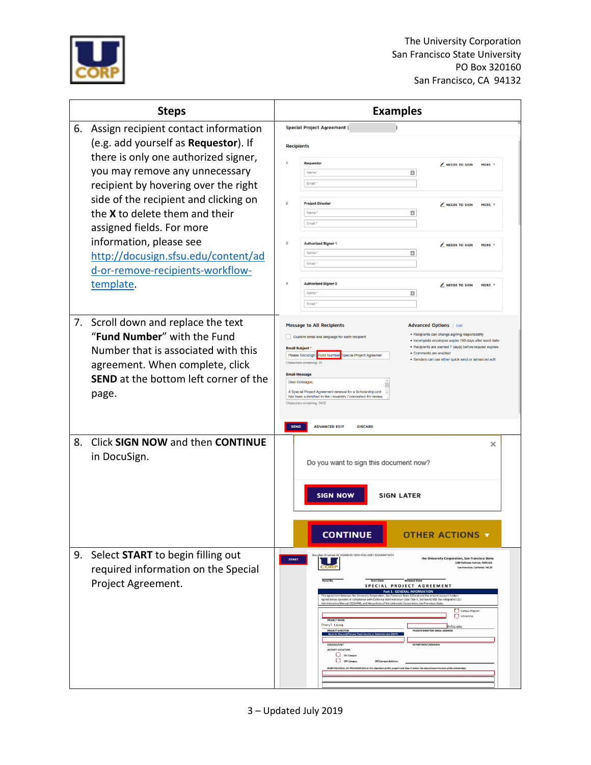The University Corporation
San Francisco State University
PO Box 320160
San Francisco, CA 94132

| Steps | Examples |
|---|---|
| 6. Assign recipient contact information (e.g. add yourself as **Requestor**). If there is only one authorized signer, you may remove any unnecessary recipient by hovering over the right side of the recipient and clicking on the **X** to delete them and their assigned fields. For more information, please see [http://docusign.sfsu.edu/content/add-or-remove-recipients-workflow-template](http://docusign.sfsu.edu/content/add-or-remove-recipients-workflow-template). | |
| 7. Scroll down and replace the text “**Fund Number**” with the Fund Number that is associated with this agreement. When complete, click **SEND** at the bottom left corner of the page. | |
| 8. Click **SIGN NOW** and then **CONTINUE** in DocuSign. | |
| 9. Select **START** to begin filling out required information on the Special Project Agreement. | |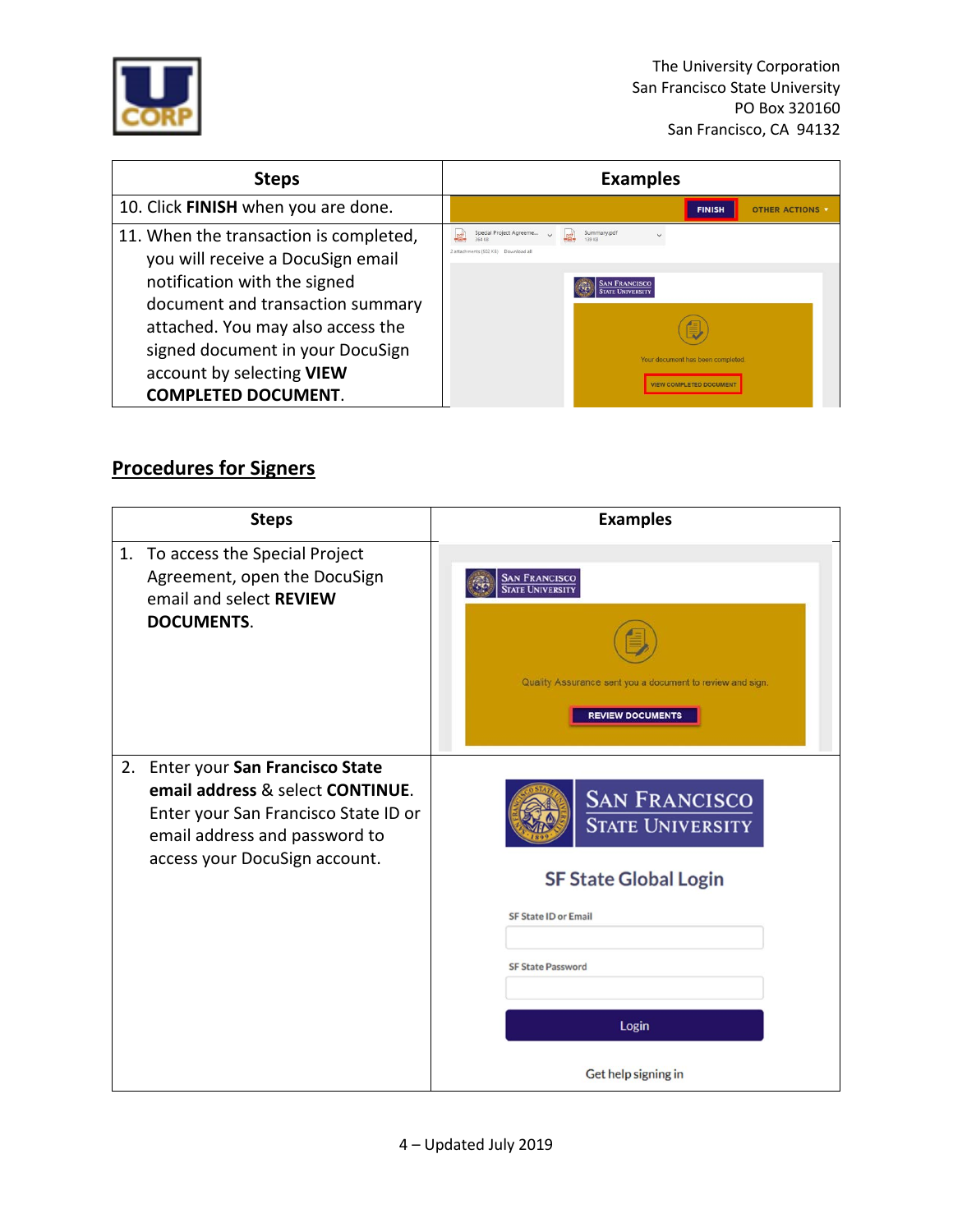| Steps | Examples |
|---|---|
| 10. Click **FINISH** when you are done. | FINISH  OTHER ACTIONS |
| 11. When the transaction is completed, you will receive a DocuSign email notification with the signed document and transaction summary attached. You may also access the signed document in your DocuSign account by selecting **VIEW COMPLETED DOCUMENT**. | Your document has been completed. VIEW COMPLETED DOCUMENT |

## Procedures for Signers

| Steps | Examples |
|---|---|
| 1. To access the Special Project Agreement, open the DocuSign email and select **REVIEW DOCUMENTS**. | Quality Assurance sent you a document to review and sign. REVIEW DOCUMENTS |
| 2. Enter your **San Francisco State email address** & select **CONTINUE**. Enter your San Francisco State ID or email address and password to access your DocuSign account. | SAN FRANCISCO STATE UNIVERSITY<br>SF State Global Login<br>SF State ID or Email<br>SF State Password<br>Login<br>Get help signing in |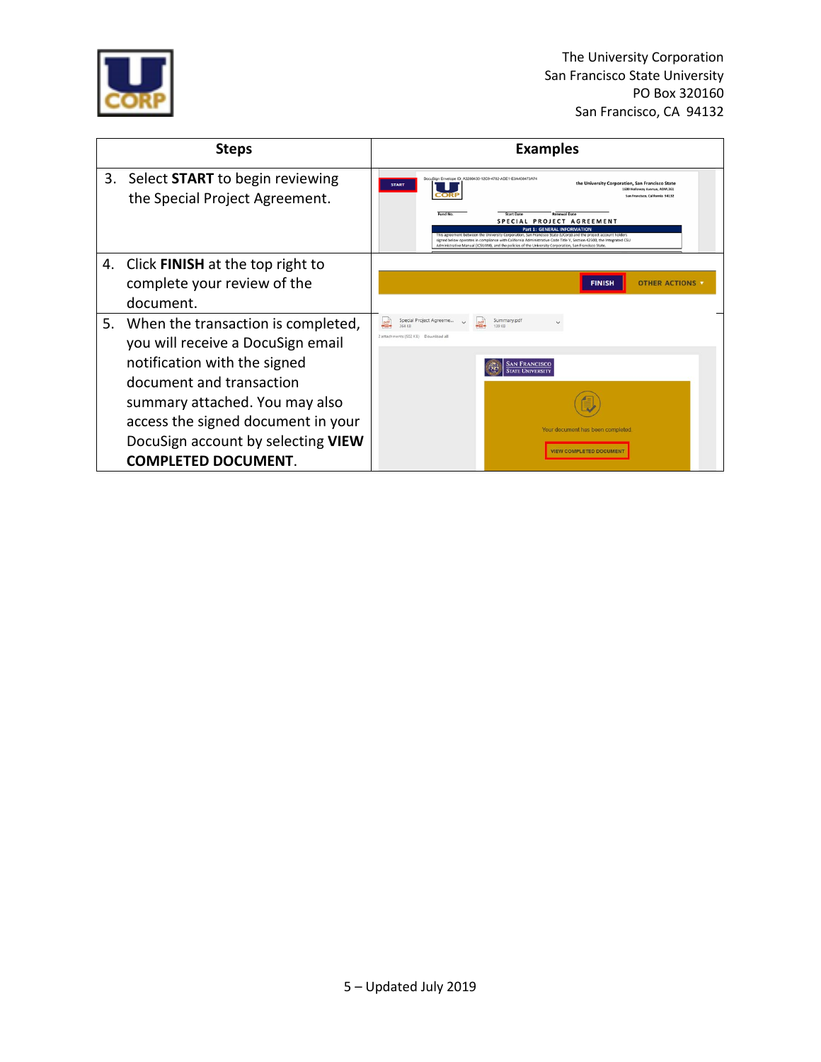The University Corporation
San Francisco State University
PO Box 320160
San Francisco, CA 94132

| Steps | Examples |
|---|---|
| 3. Select **START** to begin reviewing the Special Project Agreement. | |
| 4. Click **FINISH** at the top right to complete your review of the document. | |
| 5. When the transaction is completed, you will receive a DocuSign email notification with the signed document and transaction summary attached. You may also access the signed document in your DocuSign account by selecting **VIEW COMPLETED DOCUMENT**. | |